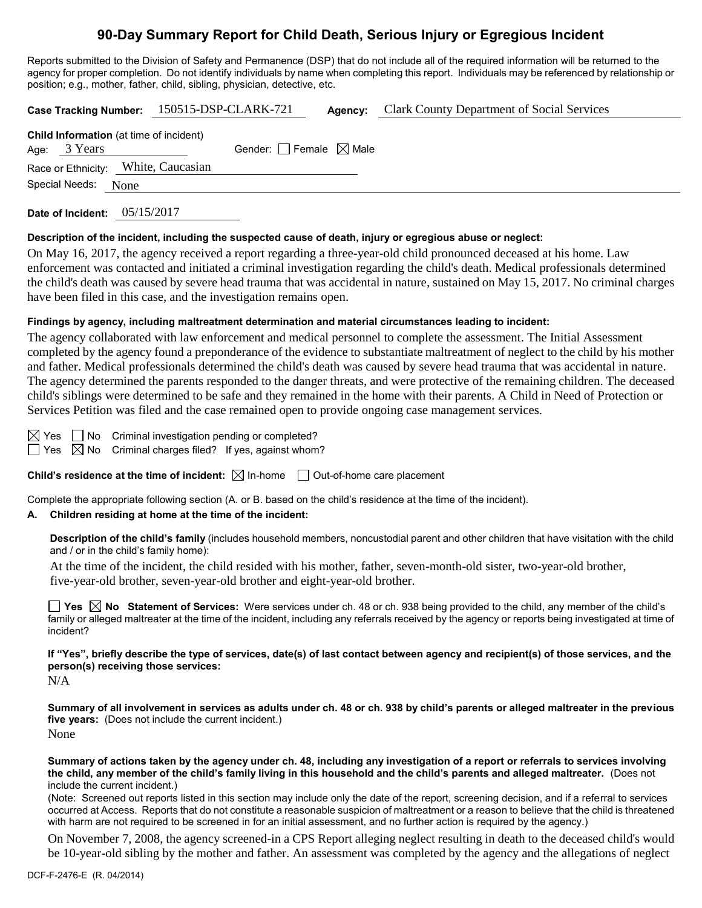# 90-Day Summary Report for Child Death, Serious Injury or Egregious Incident

Reports submitted to the Division of Safety and Permanence (DSP) that do not include all of the required information will be returned to the agency for proper completion. Do not identify individuals by name when completing this report. Individuals may be referenced by relationship or position; e.g., mother, father, child, sibling, physician, detective, etc.

**Case Tracking Number:** 150515-DSP-CLARK-721 **Agency:** Clark County Department of Social Services

**Child Information** (at time of incident)

Age: 3 Years Gender: ☐ Female ☒ Male

Race or Ethnicity: White, Caucasian

Special Needs: None

**Date of Incident:** 05/15/2017

**Description of the incident, including the suspected cause of death, injury or egregious abuse or neglect:**

On May 16, 2017, the agency received a report regarding a three-year-old child pronounced deceased at his home. Law enforcement was contacted and initiated a criminal investigation regarding the child's death. Medical professionals determined the child's death was caused by severe head trauma that was accidental in nature, sustained on May 15, 2017. No criminal charges have been filed in this case, and the investigation remains open.

**Findings by agency, including maltreatment determination and material circumstances leading to incident:**

The agency collaborated with law enforcement and medical personnel to complete the assessment. The Initial Assessment completed by the agency found a preponderance of the evidence to substantiate maltreatment of neglect to the child by his mother and father. Medical professionals determined the child's death was caused by severe head trauma that was accidental in nature. The agency determined the parents responded to the danger threats, and were protective of the remaining children. The deceased child's siblings were determined to be safe and they remained in the home with their parents. A Child in Need of Protection or Services Petition was filed and the case remained open to provide ongoing case management services.

☒ Yes ☐ No Criminal investigation pending or completed?

☐ Yes ☒ No Criminal charges filed? If yes, against whom?

**Child's residence at the time of incident:** ☒ In-home ☐ Out-of-home care placement

Complete the appropriate following section (A. or B. based on the child's residence at the time of the incident).

**A. Children residing at home at the time of the incident:**

**Description of the child's family** (includes household members, noncustodial parent and other children that have visitation with the child and / or in the child's family home):

At the time of the incident, the child resided with his mother, father, seven-month-old sister, two-year-old brother, five-year-old brother, seven-year-old brother and eight-year-old brother.

☐ **Yes** ☒ **No Statement of Services:** Were services under ch. 48 or ch. 938 being provided to the child, any member of the child's family or alleged maltreater at the time of the incident, including any referrals received by the agency or reports being investigated at time of incident?

**If "Yes", briefly describe the type of services, date(s) of last contact between agency and recipient(s) of those services, and the person(s) receiving those services:**

N/A

**Summary of all involvement in services as adults under ch. 48 or ch. 938 by child's parents or alleged maltreater in the previous five years:** (Does not include the current incident.)

None

**Summary of actions taken by the agency under ch. 48, including any investigation of a report or referrals to services involving the child, any member of the child's family living in this household and the child's parents and alleged maltreater.** (Does not include the current incident.)

(Note: Screened out reports listed in this section may include only the date of the report, screening decision, and if a referral to services occurred at Access. Reports that do not constitute a reasonable suspicion of maltreatment or a reason to believe that the child is threatened with harm are not required to be screened in for an initial assessment, and no further action is required by the agency.)

On November 7, 2008, the agency screened-in a CPS Report alleging neglect resulting in death to the deceased child's would be 10-year-old sibling by the mother and father. An assessment was completed by the agency and the allegations of neglect

DCF-F-2476-E (R. 04/2014)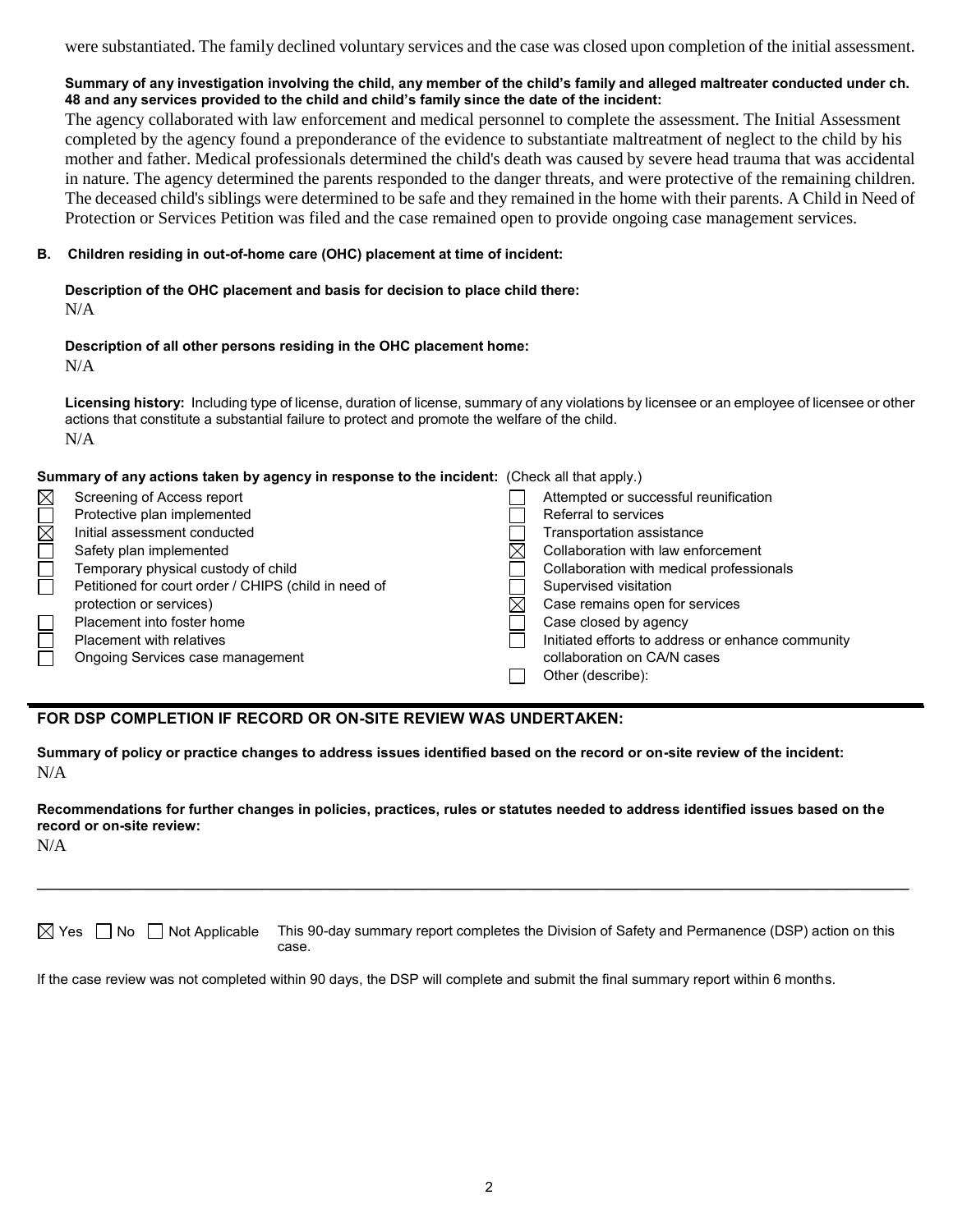were substantiated. The family declined voluntary services and the case was closed upon completion of the initial assessment.

**Summary of any investigation involving the child, any member of the child's family and alleged maltreater conducted under ch. 48 and any services provided to the child and child's family since the date of the incident:**

The agency collaborated with law enforcement and medical personnel to complete the assessment. The Initial Assessment completed by the agency found a preponderance of the evidence to substantiate maltreatment of neglect to the child by his mother and father. Medical professionals determined the child's death was caused by severe head trauma that was accidental in nature. The agency determined the parents responded to the danger threats, and were protective of the remaining children. The deceased child's siblings were determined to be safe and they remained in the home with their parents. A Child in Need of Protection or Services Petition was filed and the case remained open to provide ongoing case management services.

**B. Children residing in out-of-home care (OHC) placement at time of incident:**

**Description of the OHC placement and basis for decision to place child there:**
N/A

**Description of all other persons residing in the OHC placement home:**
N/A

**Licensing history:** Including type of license, duration of license, summary of any violations by licensee or an employee of licensee or other actions that constitute a substantial failure to protect and promote the welfare of the child.
N/A

**Summary of any actions taken by agency in response to the incident:** (Check all that apply.)

- ☒ Screening of Access report
- ☐ Protective plan implemented
- ☒ Initial assessment conducted
- ☐ Safety plan implemented
- ☐ Temporary physical custody of child
- ☐ Petitioned for court order / CHIPS (child in need of protection or services)
- ☐ Placement into foster home
- ☐ Placement with relatives
- ☐ Ongoing Services case management
- ☐ Attempted or successful reunification
- ☐ Referral to services
- ☐ Transportation assistance
- ☒ Collaboration with law enforcement
- ☐ Collaboration with medical professionals
- ☐ Supervised visitation
- ☒ Case remains open for services
- ☐ Case closed by agency
- ☐ Initiated efforts to address or enhance community collaboration on CA/N cases
- ☐ Other (describe):

---

## FOR DSP COMPLETION IF RECORD OR ON-SITE REVIEW WAS UNDERTAKEN:

**Summary of policy or practice changes to address issues identified based on the record or on-site review of the incident:**
N/A

**Recommendations for further changes in policies, practices, rules or statutes needed to address identified issues based on the record or on-site review:**
N/A

---

☒ Yes ☐ No ☐ Not Applicable This 90-day summary report completes the Division of Safety and Permanence (DSP) action on this case.

If the case review was not completed within 90 days, the DSP will complete and submit the final summary report within 6 months.